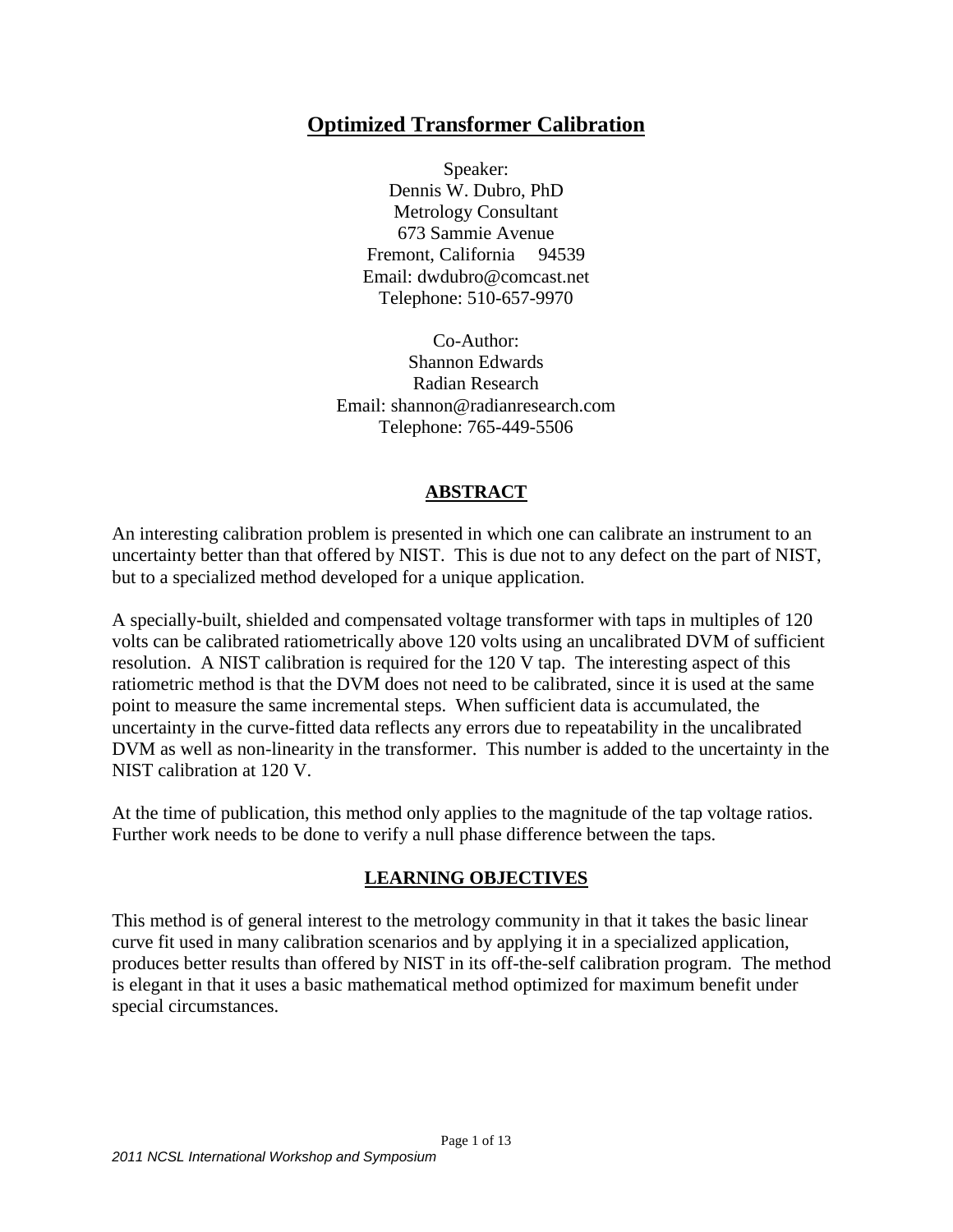# Optimized Transformer Calibration

Speaker:
Dennis W. Dubro, PhD
Metrology Consultant
673 Sammie Avenue
Fremont, California 94539
Email: dwdubro@comcast.net
Telephone: 510-657-9970

Co-Author:
Shannon Edwards
Radian Research
Email: shannon@radianresearch.com
Telephone: 765-449-5506

## ABSTRACT

An interesting calibration problem is presented in which one can calibrate an instrument to an uncertainty better than that offered by NIST. This is due not to any defect on the part of NIST, but to a specialized method developed for a unique application.

A specially-built, shielded and compensated voltage transformer with taps in multiples of 120 volts can be calibrated ratiometrically above 120 volts using an uncalibrated DVM of sufficient resolution. A NIST calibration is required for the 120 V tap. The interesting aspect of this ratiometric method is that the DVM does not need to be calibrated, since it is used at the same point to measure the same incremental steps. When sufficient data is accumulated, the uncertainty in the curve-fitted data reflects any errors due to repeatability in the uncalibrated DVM as well as non-linearity in the transformer. This number is added to the uncertainty in the NIST calibration at 120 V.

At the time of publication, this method only applies to the magnitude of the tap voltage ratios. Further work needs to be done to verify a null phase difference between the taps.

## LEARNING OBJECTIVES

This method is of general interest to the metrology community in that it takes the basic linear curve fit used in many calibration scenarios and by applying it in a specialized application, produces better results than offered by NIST in its off-the-self calibration program. The method is elegant in that it uses a basic mathematical method optimized for maximum benefit under special circumstances.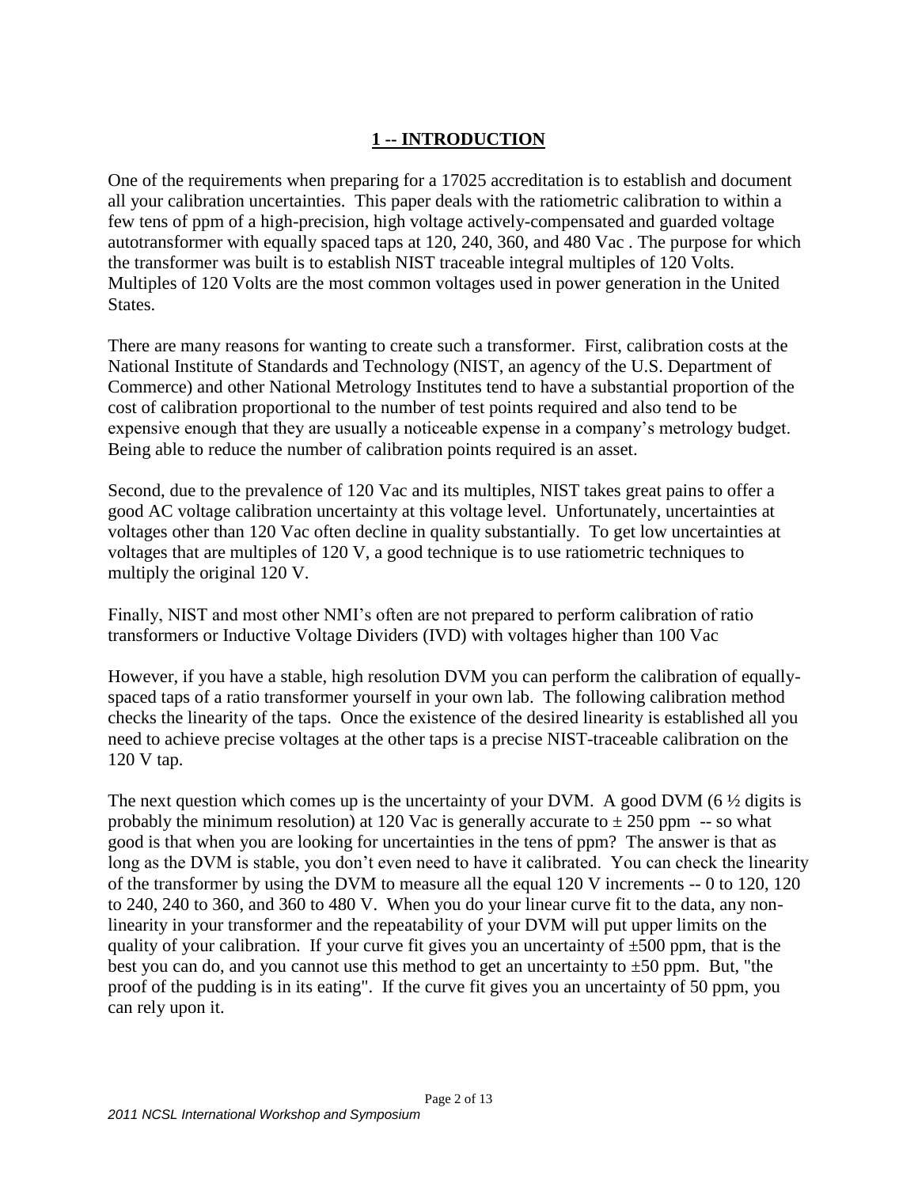# 1 -- INTRODUCTION

One of the requirements when preparing for a 17025 accreditation is to establish and document all your calibration uncertainties. This paper deals with the ratiometric calibration to within a few tens of ppm of a high-precision, high voltage actively-compensated and guarded voltage autotransformer with equally spaced taps at 120, 240, 360, and 480 Vac . The purpose for which the transformer was built is to establish NIST traceable integral multiples of 120 Volts. Multiples of 120 Volts are the most common voltages used in power generation in the United States.

There are many reasons for wanting to create such a transformer. First, calibration costs at the National Institute of Standards and Technology (NIST, an agency of the U.S. Department of Commerce) and other National Metrology Institutes tend to have a substantial proportion of the cost of calibration proportional to the number of test points required and also tend to be expensive enough that they are usually a noticeable expense in a company's metrology budget. Being able to reduce the number of calibration points required is an asset.

Second, due to the prevalence of 120 Vac and its multiples, NIST takes great pains to offer a good AC voltage calibration uncertainty at this voltage level. Unfortunately, uncertainties at voltages other than 120 Vac often decline in quality substantially. To get low uncertainties at voltages that are multiples of 120 V, a good technique is to use ratiometric techniques to multiply the original 120 V.

Finally, NIST and most other NMI's often are not prepared to perform calibration of ratio transformers or Inductive Voltage Dividers (IVD) with voltages higher than 100 Vac

However, if you have a stable, high resolution DVM you can perform the calibration of equally-spaced taps of a ratio transformer yourself in your own lab. The following calibration method checks the linearity of the taps. Once the existence of the desired linearity is established all you need to achieve precise voltages at the other taps is a precise NIST-traceable calibration on the 120 V tap.

The next question which comes up is the uncertainty of your DVM. A good DVM (6 ½ digits is probably the minimum resolution) at 120 Vac is generally accurate to ± 250 ppm -- so what good is that when you are looking for uncertainties in the tens of ppm? The answer is that as long as the DVM is stable, you don't even need to have it calibrated. You can check the linearity of the transformer by using the DVM to measure all the equal 120 V increments -- 0 to 120, 120 to 240, 240 to 360, and 360 to 480 V. When you do your linear curve fit to the data, any non-linearity in your transformer and the repeatability of your DVM will put upper limits on the quality of your calibration. If your curve fit gives you an uncertainty of ±500 ppm, that is the best you can do, and you cannot use this method to get an uncertainty to ±50 ppm. But, "the proof of the pudding is in its eating". If the curve fit gives you an uncertainty of 50 ppm, you can rely upon it.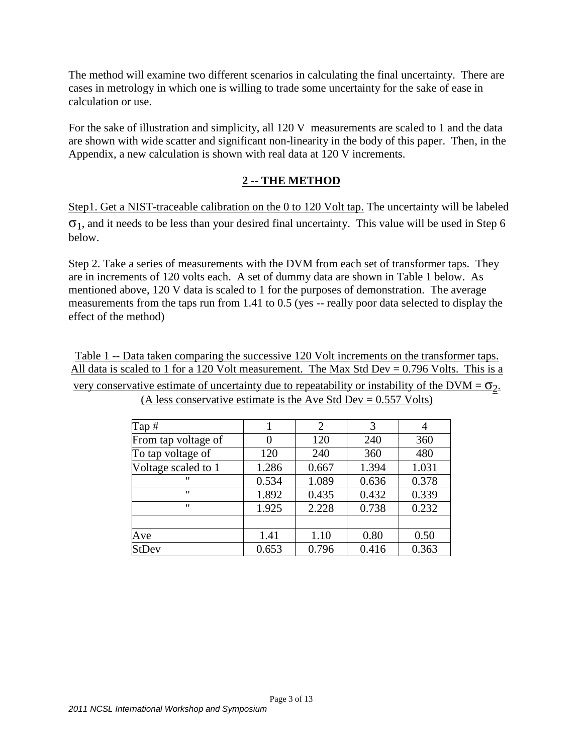The method will examine two different scenarios in calculating the final uncertainty. There are cases in metrology in which one is willing to trade some uncertainty for the sake of ease in calculation or use.

For the sake of illustration and simplicity, all 120 V measurements are scaled to 1 and the data are shown with wide scatter and significant non-linearity in the body of this paper. Then, in the Appendix, a new calculation is shown with real data at 120 V increments.

## 2 -- THE METHOD

Step1. Get a NIST-traceable calibration on the 0 to 120 Volt tap. The uncertainty will be labeled $\sigma_1$, and it needs to be less than your desired final uncertainty. This value will be used in Step 6 below.

Step 2. Take a series of measurements with the DVM from each set of transformer taps. They are in increments of 120 volts each. A set of dummy data are shown in Table 1 below. As mentioned above, 120 V data is scaled to 1 for the purposes of demonstration. The average measurements from the taps run from 1.41 to 0.5 (yes -- really poor data selected to display the effect of the method)

Table 1 -- Data taken comparing the successive 120 Volt increments on the transformer taps. All data is scaled to 1 for a 120 Volt measurement. The Max Std Dev = 0.796 Volts. This is a very conservative estimate of uncertainty due to repeatability or instability of the DVM = $\sigma_2$. (A less conservative estimate is the Ave Std Dev = 0.557 Volts)

| Tap # | 1 | 2 | 3 | 4 |
|---|---|---|---|---|
| From tap voltage of | 0 | 120 | 240 | 360 |
| To tap voltage of | 120 | 240 | 360 | 480 |
| Voltage scaled to 1 | 1.286 | 0.667 | 1.394 | 1.031 |
| " | 0.534 | 1.089 | 0.636 | 0.378 |
| " | 1.892 | 0.435 | 0.432 | 0.339 |
| " | 1.925 | 2.228 | 0.738 | 0.232 |
| | | | | |
| Ave | 1.41 | 1.10 | 0.80 | 0.50 |
| StDev | 0.653 | 0.796 | 0.416 | 0.363 |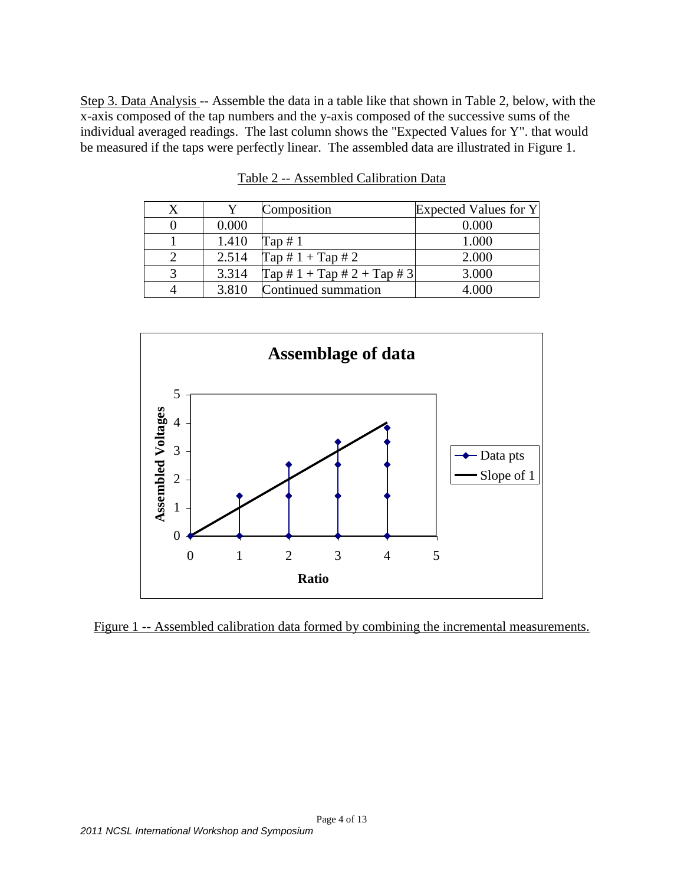Step 3. Data Analysis -- Assemble the data in a table like that shown in Table 2, below, with the x-axis composed of the tap numbers and the y-axis composed of the successive sums of the individual averaged readings. The last column shows the "Expected Values for Y". that would be measured if the taps were perfectly linear. The assembled data are illustrated in Figure 1.

Table 2 -- Assembled Calibration Data

| X | Y | Composition | Expected Values for Y |
|---|---|---|---|
| 0 | 0.000 | | 0.000 |
| 1 | 1.410 | Tap # 1 | 1.000 |
| 2 | 2.514 | Tap # 1 + Tap # 2 | 2.000 |
| 3 | 3.314 | Tap # 1 + Tap # 2 + Tap # 3 | 3.000 |
| 4 | 3.810 | Continued summation | 4.000 |

Figure 1 -- Assembled calibration data formed by combining the incremental measurements.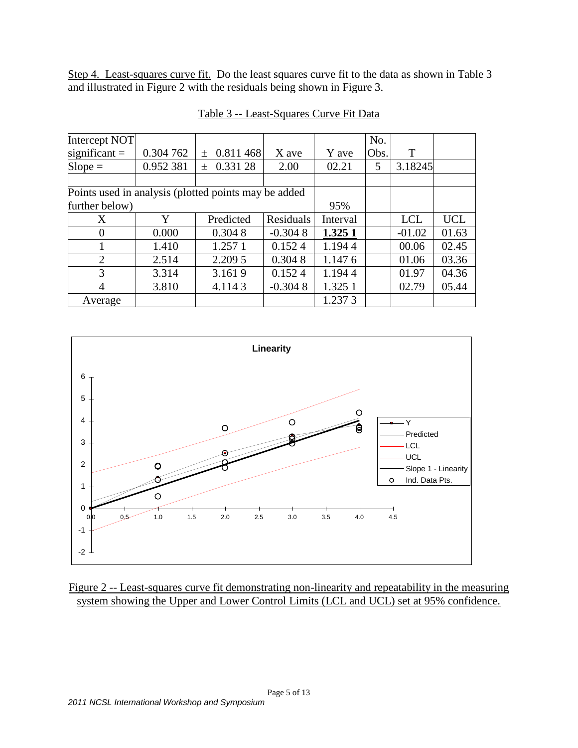Step 4. Least-squares curve fit. Do the least squares curve fit to the data as shown in Table 3 and illustrated in Figure 2 with the residuals being shown in Figure 3.

Table 3 -- Least-Squares Curve Fit Data

| Intercept NOT significant = | 0.304 762 | ± 0.811 468 | X ave | Y ave | No. Obs. | T | |
|---|---|---|---|---|---|---|---|
| Slope = | 0.952 381 | ± 0.331 28 | 2.00 | 02.21 | 5 | 3.18245 | |
| | | | | | | | |
| Points used in analysis (plotted points may be added further below) | | | | 95% | | | |
| X | Y | Predicted | Residuals | Interval | | LCL | UCL |
| 0 | 0.000 | 0.304 8 | -0.304 8 | **1.325 1** | | -01.02 | 01.63 |
| 1 | 1.410 | 1.257 1 | 0.152 4 | 1.194 4 | | 00.06 | 02.45 |
| 2 | 2.514 | 2.209 5 | 0.304 8 | 1.147 6 | | 01.06 | 03.36 |
| 3 | 3.314 | 3.161 9 | 0.152 4 | 1.194 4 | | 01.97 | 04.36 |
| 4 | 3.810 | 4.114 3 | -0.304 8 | 1.325 1 | | 02.79 | 05.44 |
| Average | | | | 1.237 3 | | | |

Figure 2 -- Least-squares curve fit demonstrating non-linearity and repeatability in the measuring system showing the Upper and Lower Control Limits (LCL and UCL) set at 95% confidence.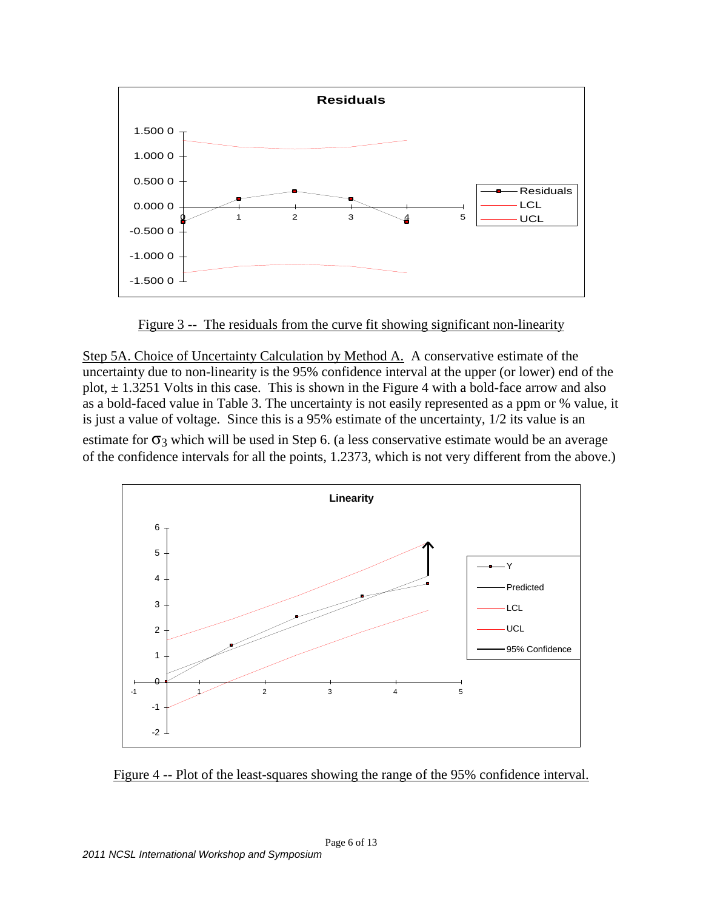Figure 3 -- The residuals from the curve fit showing significant non-linearity

Step 5A. Choice of Uncertainty Calculation by Method A. A conservative estimate of the uncertainty due to non-linearity is the 95% confidence interval at the upper (or lower) end of the plot, ± 1.3251 Volts in this case. This is shown in the Figure 4 with a bold-face arrow and also as a bold-faced value in Table 3. The uncertainty is not easily represented as a ppm or % value, it is just a value of voltage. Since this is a 95% estimate of the uncertainty, 1/2 its value is an estimate for $\sigma_3$ which will be used in Step 6. (a less conservative estimate would be an average of the confidence intervals for all the points, 1.2373, which is not very different from the above.)

Figure 4 -- Plot of the least-squares showing the range of the 95% confidence interval.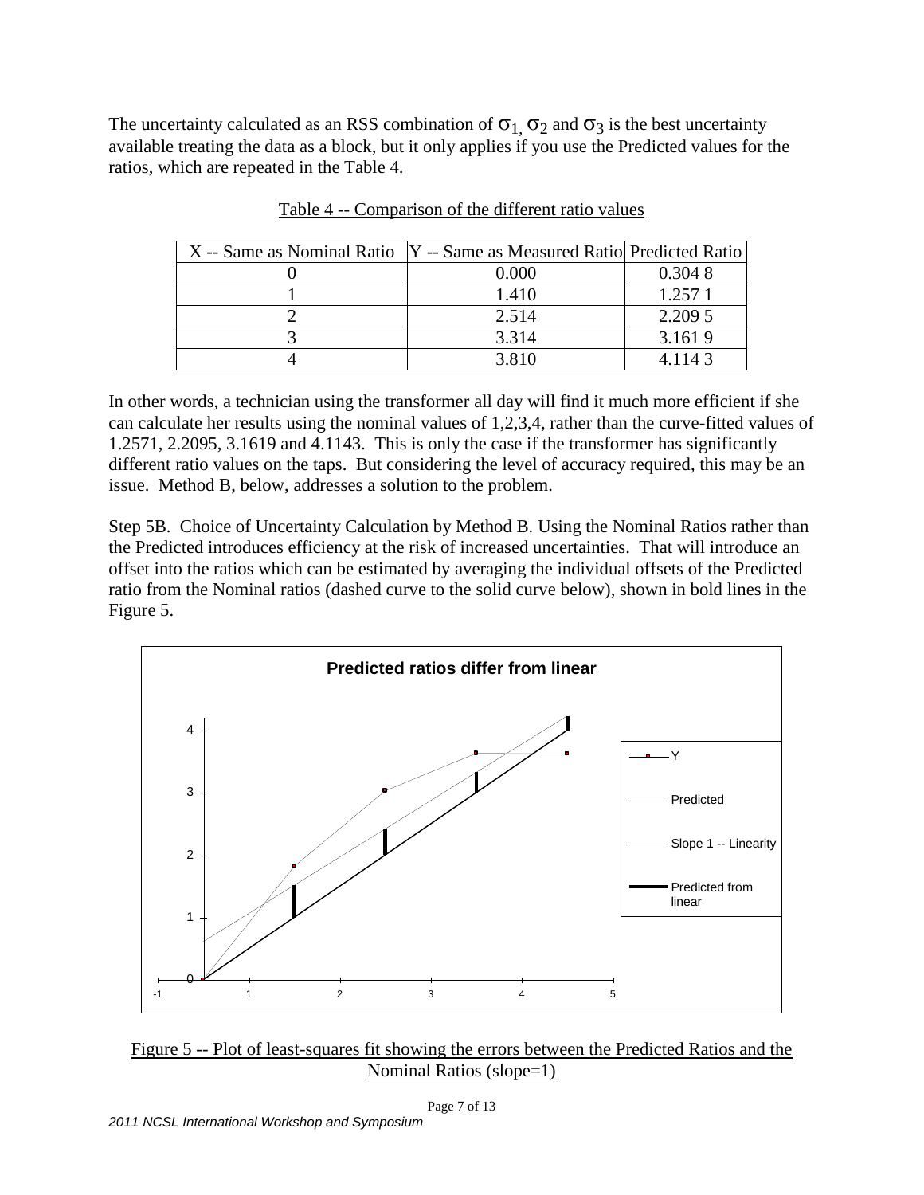The uncertainty calculated as an RSS combination of $\sigma_1$, $\sigma_2$ and $\sigma_3$ is the best uncertainty available treating the data as a block, but it only applies if you use the Predicted values for the ratios, which are repeated in the Table 4.

Table 4 -- Comparison of the different ratio values

| X -- Same as Nominal Ratio | Y -- Same as Measured Ratio | Predicted Ratio |
|---|---|---|
| 0 | 0.000 | 0.304 8 |
| 1 | 1.410 | 1.257 1 |
| 2 | 2.514 | 2.209 5 |
| 3 | 3.314 | 3.161 9 |
| 4 | 3.810 | 4.114 3 |

In other words, a technician using the transformer all day will find it much more efficient if she can calculate her results using the nominal values of 1,2,3,4, rather than the curve-fitted values of 1.2571, 2.2095, 3.1619 and 4.1143. This is only the case if the transformer has significantly different ratio values on the taps. But considering the level of accuracy required, this may be an issue. Method B, below, addresses a solution to the problem.

Step 5B. Choice of Uncertainty Calculation by Method B. Using the Nominal Ratios rather than the Predicted introduces efficiency at the risk of increased uncertainties. That will introduce an offset into the ratios which can be estimated by averaging the individual offsets of the Predicted ratio from the Nominal ratios (dashed curve to the solid curve below), shown in bold lines in the Figure 5.

Figure 5 -- Plot of least-squares fit showing the errors between the Predicted Ratios and the Nominal Ratios (slope=1)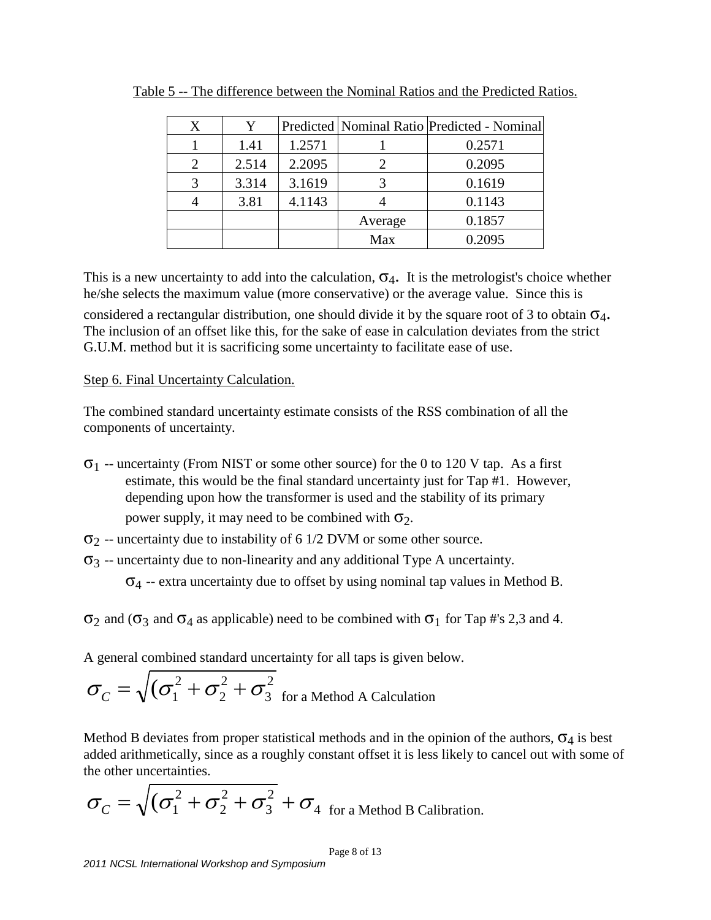Table 5 -- The difference between the Nominal Ratios and the Predicted Ratios.

| X | Y | Predicted | Nominal Ratio | Predicted - Nominal |
|---|---|---|---|---|
| 1 | 1.41 | 1.2571 | 1 | 0.2571 |
| 2 | 2.514 | 2.2095 | 2 | 0.2095 |
| 3 | 3.314 | 3.1619 | 3 | 0.1619 |
| 4 | 3.81 | 4.1143 | 4 | 0.1143 |
| | | | Average | 0.1857 |
| | | | Max | 0.2095 |

This is a new uncertainty to add into the calculation, $\sigma_4$**.** It is the metrologist's choice whether he/she selects the maximum value (more conservative) or the average value. Since this is considered a rectangular distribution, one should divide it by the square root of 3 to obtain $\sigma_4$**.** The inclusion of an offset like this, for the sake of ease in calculation deviates from the strict G.U.M. method but it is sacrificing some uncertainty to facilitate ease of use.

Step 6. Final Uncertainty Calculation.

The combined standard uncertainty estimate consists of the RSS combination of all the components of uncertainty.

- $\sigma_1$ -- uncertainty (From NIST or some other source) for the 0 to 120 V tap. As a first estimate, this would be the final standard uncertainty just for Tap #1. However, depending upon how the transformer is used and the stability of its primary power supply, it may need to be combined with $\sigma_2$.
- $\sigma_2$ -- uncertainty due to instability of 6 1/2 DVM or some other source.
- $\sigma_3$ -- uncertainty due to non-linearity and any additional Type A uncertainty.
- $\sigma_4$ -- extra uncertainty due to offset by using nominal tap values in Method B.

$\sigma_2$ and ($\sigma_3$ and $\sigma_4$ as applicable) need to be combined with $\sigma_1$ for Tap #'s 2,3 and 4.

A general combined standard uncertainty for all taps is given below.

$$\sigma_C = \sqrt{(\sigma_1^2 + \sigma_2^2 + \sigma_3^2} \text{ for a Method A Calculation}$$

Method B deviates from proper statistical methods and in the opinion of the authors, $\sigma_4$ is best added arithmetically, since as a roughly constant offset it is less likely to cancel out with some of the other uncertainties.

$$\sigma_C = \sqrt{(\sigma_1^2 + \sigma_2^2 + \sigma_3^2} + \sigma_4 \text{ for a Method B Calibration.}$$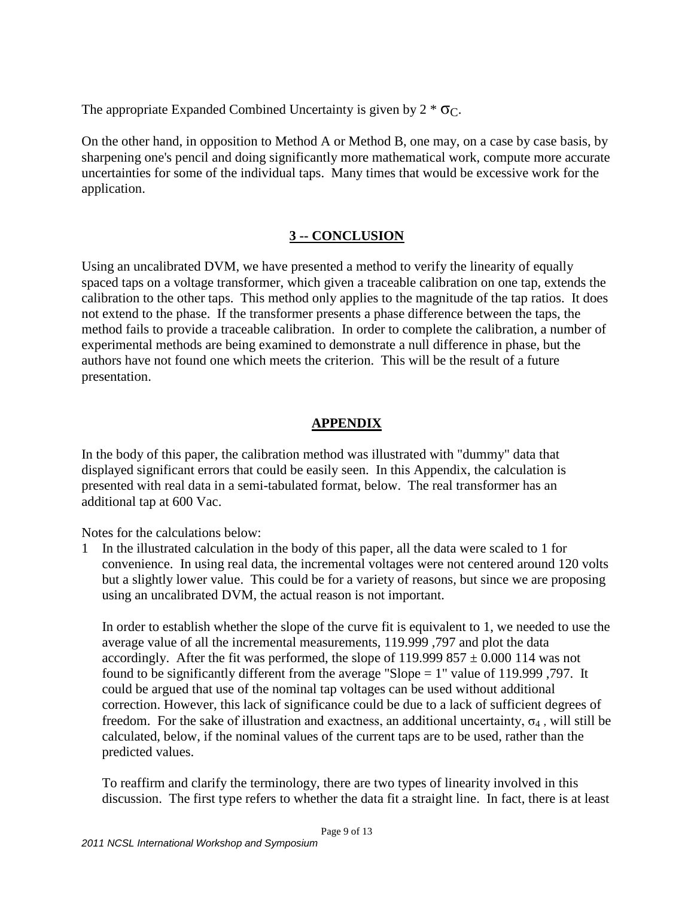The appropriate Expanded Combined Uncertainty is given by 2 * $\sigma_C$.

On the other hand, in opposition to Method A or Method B, one may, on a case by case basis, by sharpening one's pencil and doing significantly more mathematical work, compute more accurate uncertainties for some of the individual taps. Many times that would be excessive work for the application.

## 3 -- CONCLUSION

Using an uncalibrated DVM, we have presented a method to verify the linearity of equally spaced taps on a voltage transformer, which given a traceable calibration on one tap, extends the calibration to the other taps. This method only applies to the magnitude of the tap ratios. It does not extend to the phase. If the transformer presents a phase difference between the taps, the method fails to provide a traceable calibration. In order to complete the calibration, a number of experimental methods are being examined to demonstrate a null difference in phase, but the authors have not found one which meets the criterion. This will be the result of a future presentation.

## APPENDIX

In the body of this paper, the calibration method was illustrated with "dummy" data that displayed significant errors that could be easily seen. In this Appendix, the calculation is presented with real data in a semi-tabulated format, below. The real transformer has an additional tap at 600 Vac.

Notes for the calculations below:

1 In the illustrated calculation in the body of this paper, all the data were scaled to 1 for convenience. In using real data, the incremental voltages were not centered around 120 volts but a slightly lower value. This could be for a variety of reasons, but since we are proposing using an uncalibrated DVM, the actual reason is not important.

   In order to establish whether the slope of the curve fit is equivalent to 1, we needed to use the average value of all the incremental measurements, 119.999 ,797 and plot the data accordingly. After the fit was performed, the slope of 119.999 857 ± 0.000 114 was not found to be significantly different from the average "Slope = 1" value of 119.999 ,797. It could be argued that use of the nominal tap voltages can be used without additional correction. However, this lack of significance could be due to a lack of sufficient degrees of freedom. For the sake of illustration and exactness, an additional uncertainty, $\sigma_4$ , will still be calculated, below, if the nominal values of the current taps are to be used, rather than the predicted values.

   To reaffirm and clarify the terminology, there are two types of linearity involved in this discussion. The first type refers to whether the data fit a straight line. In fact, there is at least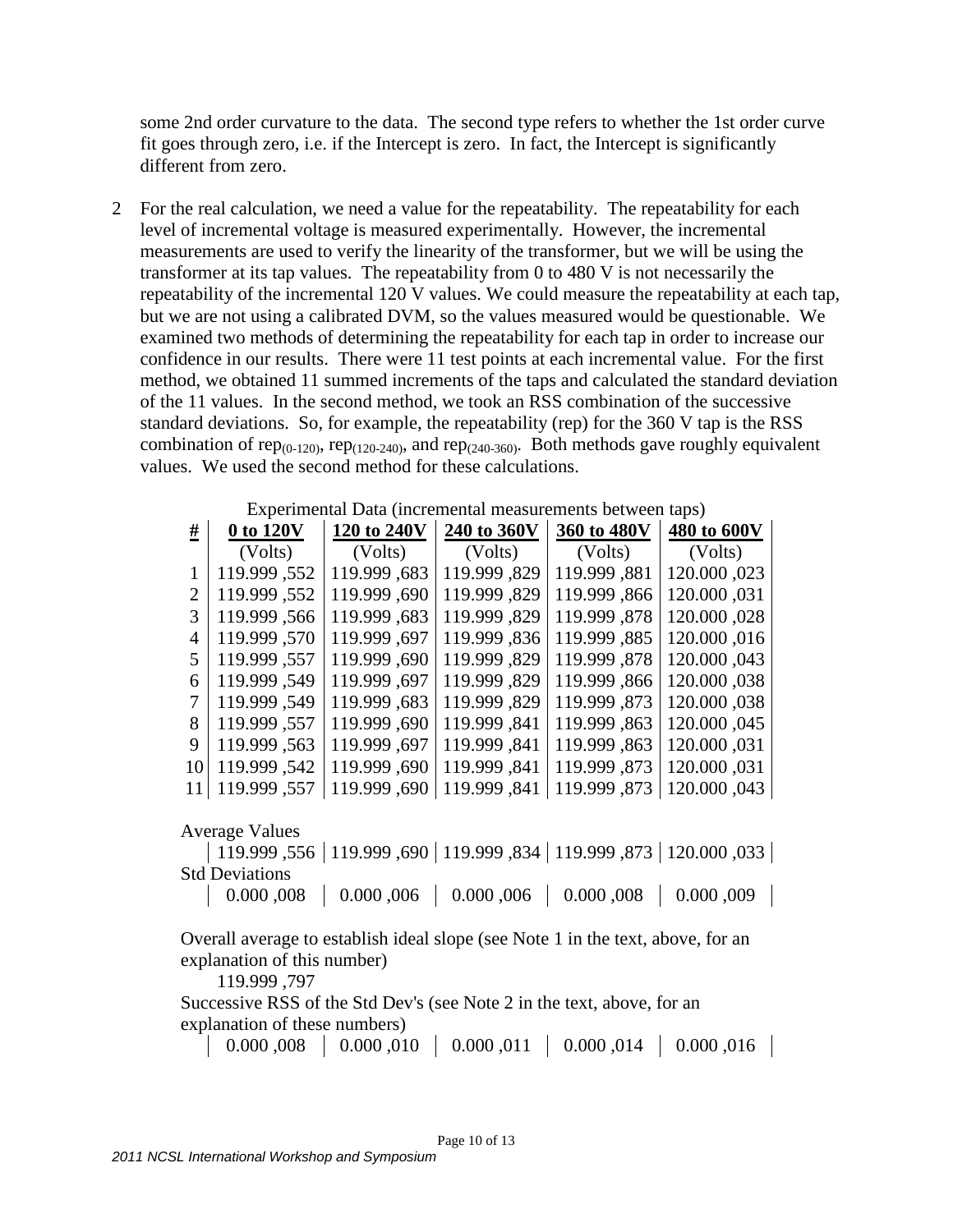some 2nd order curvature to the data. The second type refers to whether the 1st order curve fit goes through zero, i.e. if the Intercept is zero. In fact, the Intercept is significantly different from zero.

2 For the real calculation, we need a value for the repeatability. The repeatability for each level of incremental voltage is measured experimentally. However, the incremental measurements are used to verify the linearity of the transformer, but we will be using the transformer at its tap values. The repeatability from 0 to 480 V is not necessarily the repeatability of the incremental 120 V values. We could measure the repeatability at each tap, but we are not using a calibrated DVM, so the values measured would be questionable. We examined two methods of determining the repeatability for each tap in order to increase our confidence in our results. There were 11 test points at each incremental value. For the first method, we obtained 11 summed increments of the taps and calculated the standard deviation of the 11 values. In the second method, we took an RSS combination of the successive standard deviations. So, for example, the repeatability (rep) for the 360 V tap is the RSS combination of $rep_{(0\text{-}120)}$, $rep_{(120\text{-}240)}$, and $rep_{(240\text{-}360)}$. Both methods gave roughly equivalent values. We used the second method for these calculations.

Experimental Data (incremental measurements between taps)

| # | 0 to 120V | 120 to 240V | 240 to 360V | 360 to 480V | 480 to 600V |
|---|---|---|---|---|---|
| | (Volts) | (Volts) | (Volts) | (Volts) | (Volts) |
| 1 | 119.999 ,552 | 119.999 ,683 | 119.999 ,829 | 119.999 ,881 | 120.000 ,023 |
| 2 | 119.999 ,552 | 119.999 ,690 | 119.999 ,829 | 119.999 ,866 | 120.000 ,031 |
| 3 | 119.999 ,566 | 119.999 ,683 | 119.999 ,829 | 119.999 ,878 | 120.000 ,028 |
| 4 | 119.999 ,570 | 119.999 ,697 | 119.999 ,836 | 119.999 ,885 | 120.000 ,016 |
| 5 | 119.999 ,557 | 119.999 ,690 | 119.999 ,829 | 119.999 ,878 | 120.000 ,043 |
| 6 | 119.999 ,549 | 119.999 ,697 | 119.999 ,829 | 119.999 ,866 | 120.000 ,038 |
| 7 | 119.999 ,549 | 119.999 ,683 | 119.999 ,829 | 119.999 ,873 | 120.000 ,038 |
| 8 | 119.999 ,557 | 119.999 ,690 | 119.999 ,841 | 119.999 ,863 | 120.000 ,045 |
| 9 | 119.999 ,563 | 119.999 ,697 | 119.999 ,841 | 119.999 ,863 | 120.000 ,031 |
| 10 | 119.999 ,542 | 119.999 ,690 | 119.999 ,841 | 119.999 ,873 | 120.000 ,031 |
| 11 | 119.999 ,557 | 119.999 ,690 | 119.999 ,841 | 119.999 ,873 | 120.000 ,043 |

Average Values

| 119.999 ,556 | 119.999 ,690 | 119.999 ,834 | 119.999 ,873 | 120.000 ,033 |
|---|---|---|---|---|

Std Deviations

| 0.000 ,008 | 0.000 ,006 | 0.000 ,006 | 0.000 ,008 | 0.000 ,009 |
|---|---|---|---|---|

Overall average to establish ideal slope (see Note 1 in the text, above, for an explanation of this number)

119.999 ,797

Successive RSS of the Std Dev's (see Note 2 in the text, above, for an explanation of these numbers)

| 0.000 ,008 | 0.000 ,010 | 0.000 ,011 | 0.000 ,014 | 0.000 ,016 |
|---|---|---|---|---|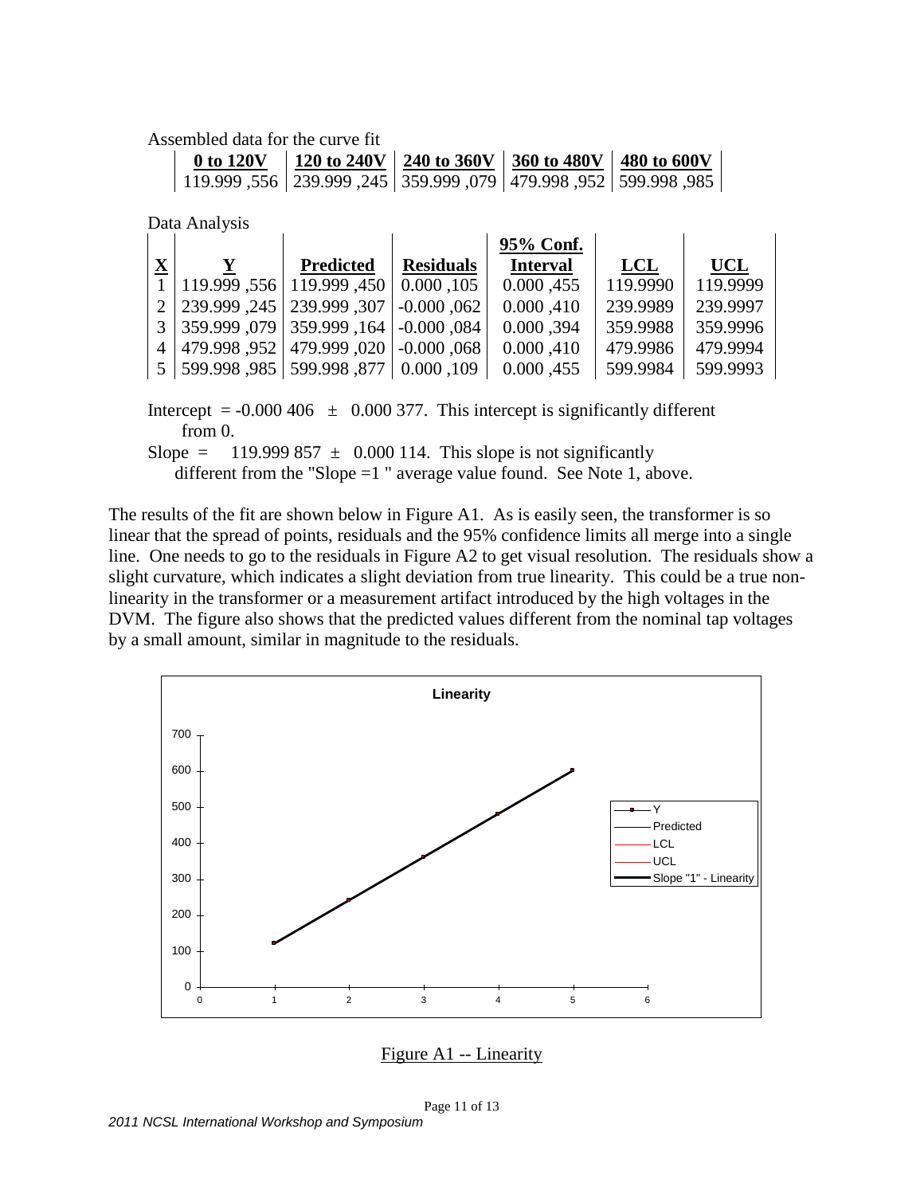Assembled data for the curve fit

| 0 to 120V | 120 to 240V | 240 to 360V | 360 to 480V | 480 to 600V |
|---|---|---|---|---|
| 119.999 ,556 | 239.999 ,245 | 359.999 ,079 | 479.998 ,952 | 599.998 ,985 |

Data Analysis

| X | Y | Predicted | Residuals | 95% Conf. Interval | LCL | UCL |
|---|---|---|---|---|---|---|
| 1 | 119.999 ,556 | 119.999 ,450 | 0.000 ,105 | 0.000 ,455 | 119.9990 | 119.9999 |
| 2 | 239.999 ,245 | 239.999 ,307 | -0.000 ,062 | 0.000 ,410 | 239.9989 | 239.9997 |
| 3 | 359.999 ,079 | 359.999 ,164 | -0.000 ,084 | 0.000 ,394 | 359.9988 | 359.9996 |
| 4 | 479.998 ,952 | 479.999 ,020 | -0.000 ,068 | 0.000 ,410 | 479.9986 | 479.9994 |
| 5 | 599.998 ,985 | 599.998 ,877 | 0.000 ,109 | 0.000 ,455 | 599.9984 | 599.9993 |

Intercept = -0.000 406 ± 0.000 377. This intercept is significantly different from 0.

Slope = 119.999 857 ± 0.000 114. This slope is not significantly different from the "Slope =1 " average value found. See Note 1, above.

The results of the fit are shown below in Figure A1. As is easily seen, the transformer is so linear that the spread of points, residuals and the 95% confidence limits all merge into a single line. One needs to go to the residuals in Figure A2 to get visual resolution. The residuals show a slight curvature, which indicates a slight deviation from true linearity. This could be a true non-linearity in the transformer or a measurement artifact introduced by the high voltages in the DVM. The figure also shows that the predicted values different from the nominal tap voltages by a small amount, similar in magnitude to the residuals.

Figure A1 -- Linearity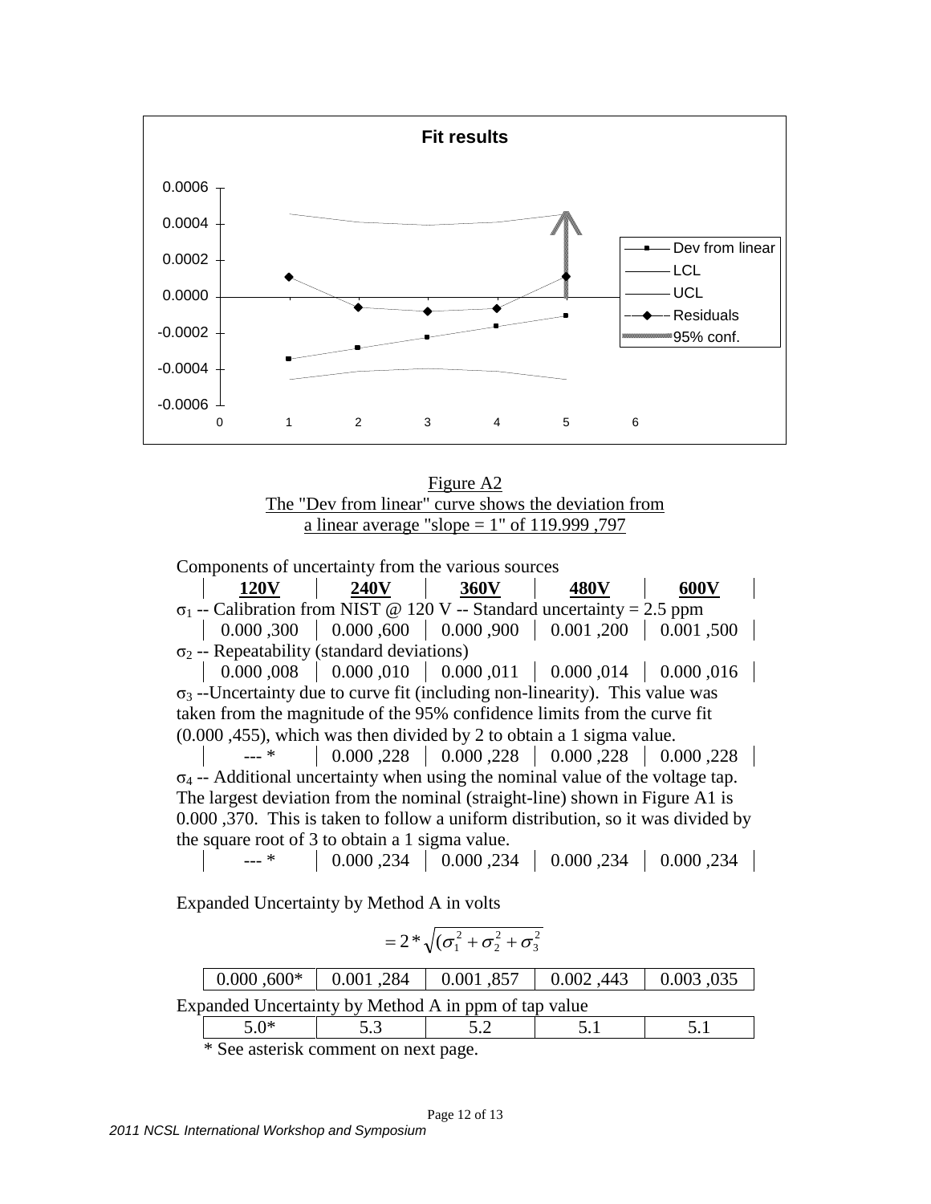Figure A2
The "Dev from linear" curve shows the deviation from a linear average "slope = 1" of 119.999 ,797

Components of uncertainty from the various sources

| | 120V | 240V | 360V | 480V | 600V |
|---|---|---|---|---|---|
| $\sigma_1$ -- Calibration from NIST @ 120 V -- Standard uncertainty = 2.5 ppm | 0.000 ,300 | 0.000 ,600 | 0.000 ,900 | 0.001 ,200 | 0.001 ,500 |
| $\sigma_2$ -- Repeatability (standard deviations) | 0.000 ,008 | 0.000 ,010 | 0.000 ,011 | 0.000 ,014 | 0.000 ,016 |
| $\sigma_3$ --Uncertainty due to curve fit (including non-linearity). This value was taken from the magnitude of the 95% confidence limits from the curve fit (0.000 ,455), which was then divided by 2 to obtain a 1 sigma value. | --- * | 0.000 ,228 | 0.000 ,228 | 0.000 ,228 | 0.000 ,228 |
| $\sigma_4$ -- Additional uncertainty when using the nominal value of the voltage tap. The largest deviation from the nominal (straight-line) shown in Figure A1 is 0.000 ,370. This is taken to follow a uniform distribution, so it was divided by the square root of 3 to obtain a 1 sigma value. | --- * | 0.000 ,234 | 0.000 ,234 | 0.000 ,234 | 0.000 ,234 |

Expanded Uncertainty by Method A in volts

$$= 2 * \sqrt{(\sigma_1^2 + \sigma_2^2 + \sigma_3^2}$$

| 120V | 240V | 360V | 480V | 600V |
|---|---|---|---|---|
| 0.000 ,600* | 0.001 ,284 | 0.001 ,857 | 0.002 ,443 | 0.003 ,035 |

Expanded Uncertainty by Method A in ppm of tap value

| 120V | 240V | 360V | 480V | 600V |
|---|---|---|---|---|
| 5.0* | 5.3 | 5.2 | 5.1 | 5.1 |

\* See asterisk comment on next page.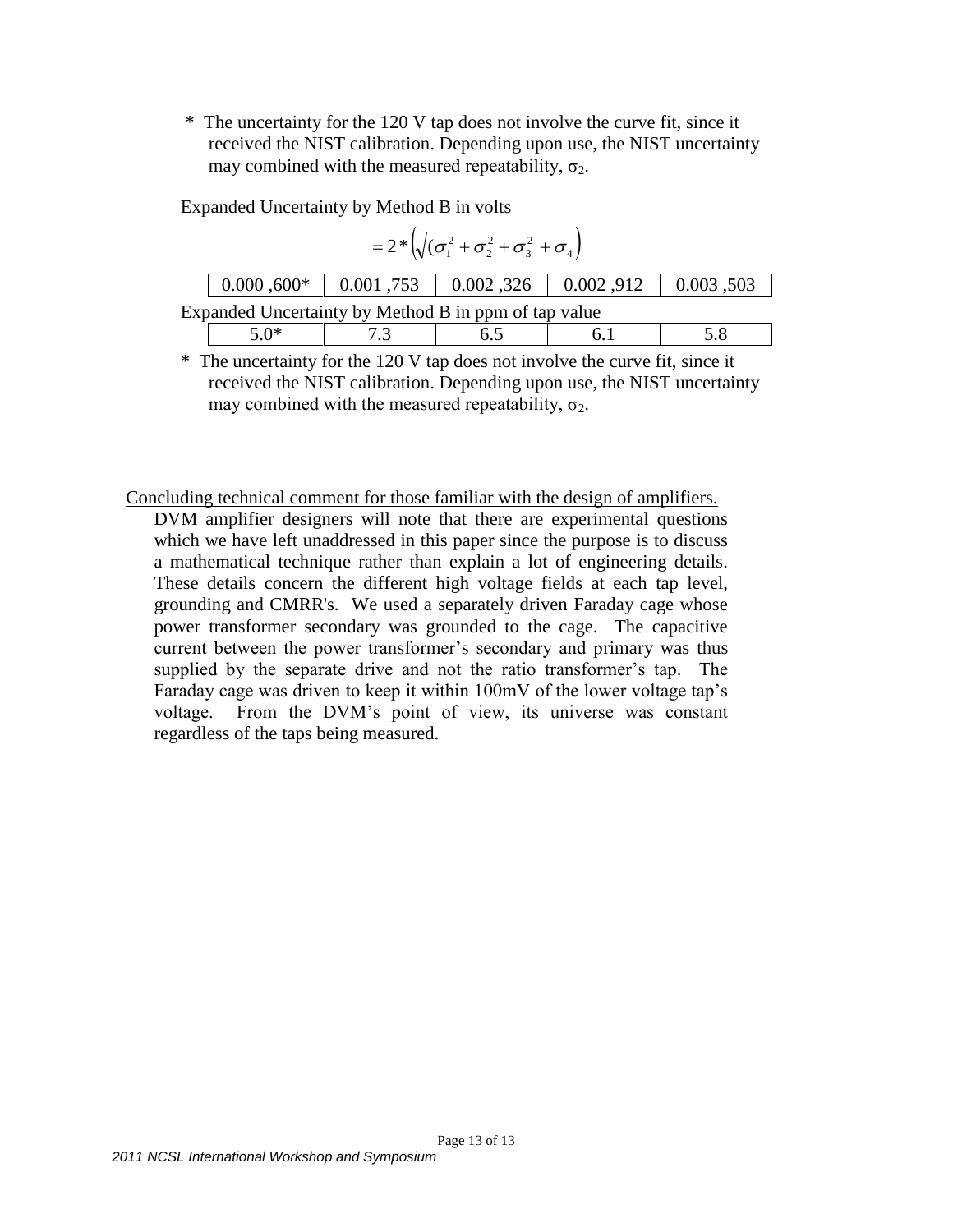\* The uncertainty for the 120 V tap does not involve the curve fit, since it received the NIST calibration. Depending upon use, the NIST uncertainty may combined with the measured repeatability, $\sigma_2$.

Expanded Uncertainty by Method B in volts

$$= 2 * \left( \sqrt{(\sigma_1^2 + \sigma_2^2 + \sigma_3^2} + \sigma_4 \right)$$

| | | | | |
|---|---|---|---|---|
| 0.000 ,600* | 0.001 ,753 | 0.002 ,326 | 0.002 ,912 | 0.003 ,503 |

Expanded Uncertainty by Method B in ppm of tap value

| | | | | |
|---|---|---|---|---|
| 5.0* | 7.3 | 6.5 | 6.1 | 5.8 |

\* The uncertainty for the 120 V tap does not involve the curve fit, since it received the NIST calibration. Depending upon use, the NIST uncertainty may combined with the measured repeatability, $\sigma_2$.

Concluding technical comment for those familiar with the design of amplifiers.

DVM amplifier designers will note that there are experimental questions which we have left unaddressed in this paper since the purpose is to discuss a mathematical technique rather than explain a lot of engineering details. These details concern the different high voltage fields at each tap level, grounding and CMRR's. We used a separately driven Faraday cage whose power transformer secondary was grounded to the cage. The capacitive current between the power transformer's secondary and primary was thus supplied by the separate drive and not the ratio transformer's tap. The Faraday cage was driven to keep it within 100mV of the lower voltage tap's voltage. From the DVM's point of view, its universe was constant regardless of the taps being measured.